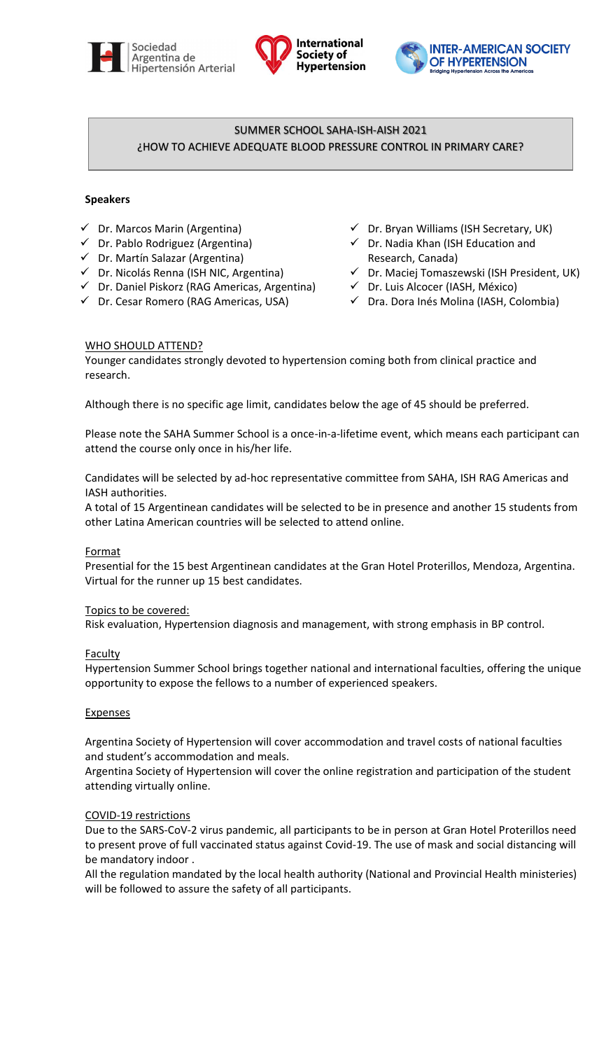Sociedad Argentina de Hipertensión Arterial | International Society of Hypertension | INTER-AMERICAN SOCIETY OF HYPERTENSION Bridging Hypertension Across the Americas

# SUMMER SCHOOL SAHA-ISH-AISH 2021
## ¿HOW TO ACHIEVE ADEQUATE BLOOD PRESSURE CONTROL IN PRIMARY CARE?

**Speakers**

- ✓ Dr. Marcos Marin (Argentina)
- ✓ Dr. Pablo Rodriguez (Argentina)
- ✓ Dr. Martín Salazar (Argentina)
- ✓ Dr. Nicolás Renna (ISH NIC, Argentina)
- ✓ Dr. Daniel Piskorz (RAG Americas, Argentina)
- ✓ Dr. Cesar Romero (RAG Americas, USA)
- ✓ Dr. Bryan Williams (ISH Secretary, UK)
- ✓ Dr. Nadia Khan (ISH Education and Research, Canada)
- ✓ Dr. Maciej Tomaszewski (ISH President, UK)
- ✓ Dr. Luis Alcocer (IASH, México)
- ✓ Dra. Dora Inés Molina (IASH, Colombia)

WHO SHOULD ATTEND?

Younger candidates strongly devoted to hypertension coming both from clinical practice and research.

Although there is no specific age limit, candidates below the age of 45 should be preferred.

Please note the SAHA Summer School is a once-in-a-lifetime event, which means each participant can attend the course only once in his/her life.

Candidates will be selected by ad-hoc representative committee from SAHA, ISH RAG Americas and IASH authorities.
A total of 15 Argentinean candidates will be selected to be in presence and another 15 students from other Latina American countries will be selected to attend online.

Format

Presential for the 15 best Argentinean candidates at the Gran Hotel Proterillos, Mendoza, Argentina. Virtual for the runner up 15 best candidates.

Topics to be covered:

Risk evaluation, Hypertension diagnosis and management, with strong emphasis in BP control.

Faculty

Hypertension Summer School brings together national and international faculties, offering the unique opportunity to expose the fellows to a number of experienced speakers.

Expenses

Argentina Society of Hypertension will cover accommodation and travel costs of national faculties and student's accommodation and meals.
Argentina Society of Hypertension will cover the online registration and participation of the student attending virtually online.

COVID-19 restrictions

Due to the SARS-CoV-2 virus pandemic, all participants to be in person at Gran Hotel Proterillos need to present prove of full vaccinated status against Covid-19. The use of mask and social distancing will be mandatory indoor .
All the regulation mandated by the local health authority (National and Provincial Health ministeries) will be followed to assure the safety of all participants.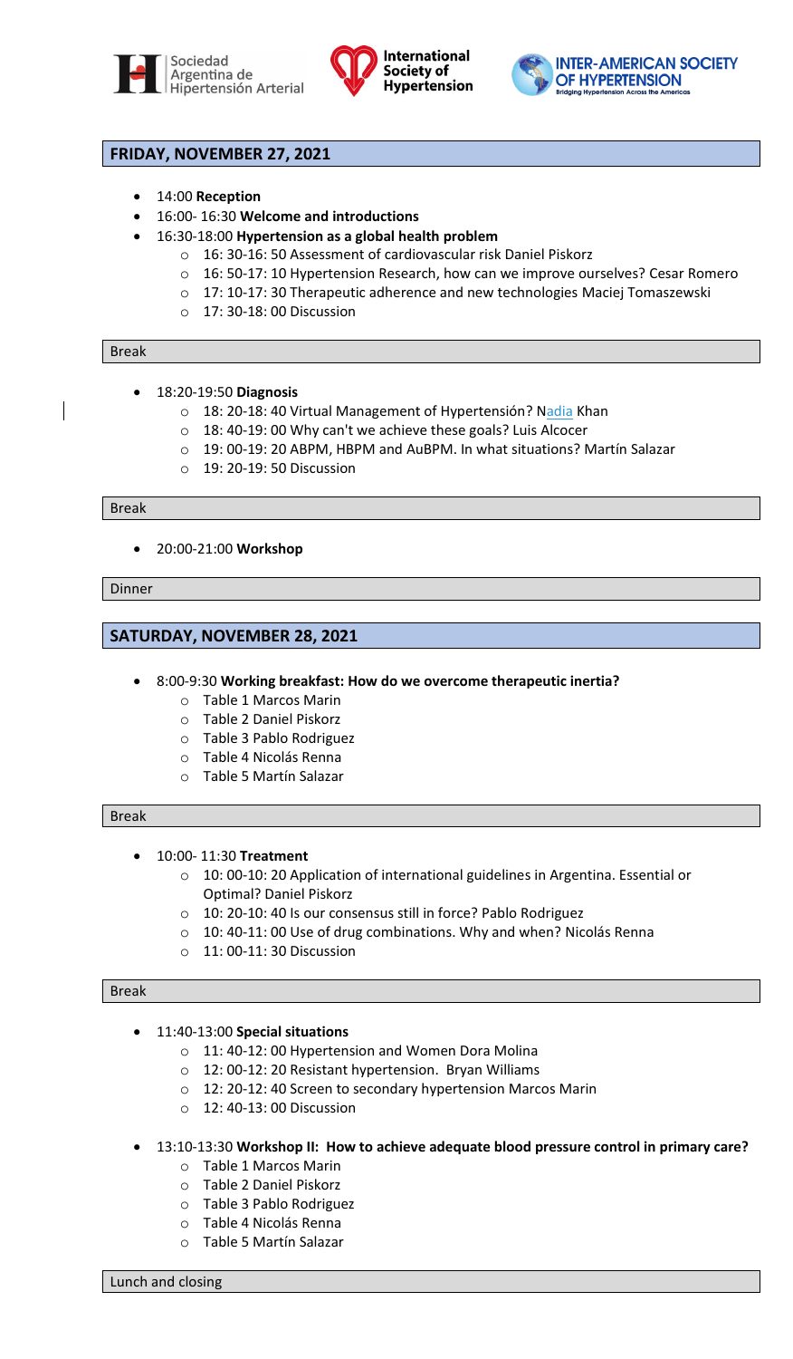Sociedad Argentina de Hipertensión Arterial

International Society of Hypertension

INTER-AMERICAN SOCIETY OF HYPERTENSION
Bridging Hypertension Across the Americas

## FRIDAY, NOVEMBER 27, 2021

- 14:00 **Reception**
- 16:00- 16:30 **Welcome and introductions**
- 16:30-18:00 **Hypertension as a global health problem**
  - 16: 30-16: 50 Assessment of cardiovascular risk Daniel Piskorz
  - 16: 50-17: 10 Hypertension Research, how can we improve ourselves? Cesar Romero
  - 17: 10-17: 30 Therapeutic adherence and new technologies Maciej Tomaszewski
  - 17: 30-18: 00 Discussion

Break

- 18:20-19:50 **Diagnosis**
  - 18: 20-18: 40 Virtual Management of Hypertensión? Nadia Khan
  - 18: 40-19: 00 Why can't we achieve these goals? Luis Alcocer
  - 19: 00-19: 20 ABPM, HBPM and AuBPM. In what situations? Martín Salazar
  - 19: 20-19: 50 Discussion

Break

- 20:00-21:00 **Workshop**

Dinner

## SATURDAY, NOVEMBER 28, 2021

- 8:00-9:30 **Working breakfast: How do we overcome therapeutic inertia?**
  - Table 1 Marcos Marin
  - Table 2 Daniel Piskorz
  - Table 3 Pablo Rodriguez
  - Table 4 Nicolás Renna
  - Table 5 Martín Salazar

Break

- 10:00- 11:30 **Treatment**
  - 10: 00-10: 20 Application of international guidelines in Argentina. Essential or Optimal? Daniel Piskorz
  - 10: 20-10: 40 Is our consensus still in force? Pablo Rodriguez
  - 10: 40-11: 00 Use of drug combinations. Why and when? Nicolás Renna
  - 11: 00-11: 30 Discussion

Break

- 11:40-13:00 **Special situations**
  - 11: 40-12: 00 Hypertension and Women Dora Molina
  - 12: 00-12: 20 Resistant hypertension. Bryan Williams
  - 12: 20-12: 40 Screen to secondary hypertension Marcos Marin
  - 12: 40-13: 00 Discussion
- 13:10-13:30 **Workshop II: How to achieve adequate blood pressure control in primary care?**
  - Table 1 Marcos Marin
  - Table 2 Daniel Piskorz
  - Table 3 Pablo Rodriguez
  - Table 4 Nicolás Renna
  - Table 5 Martín Salazar

Lunch and closing